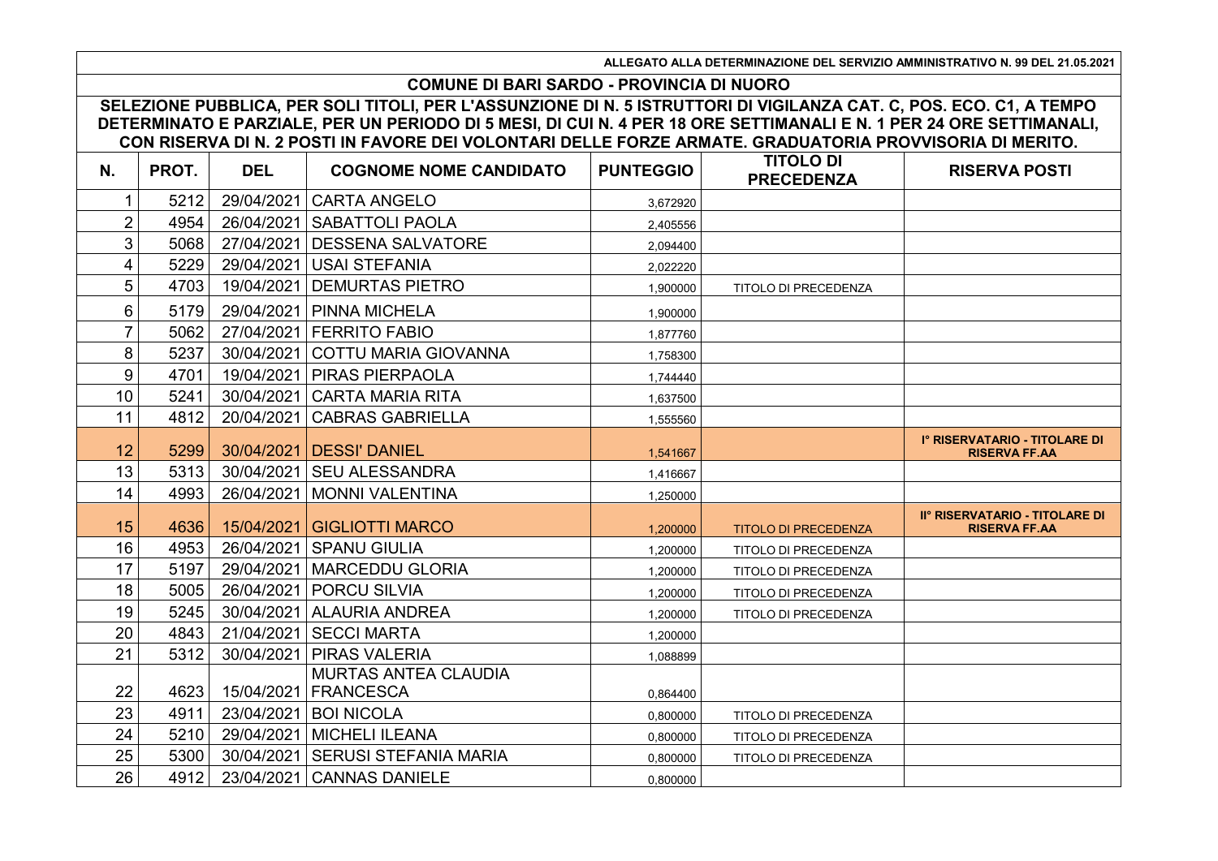ALLEGATO ALLA DETERMINAZIONE DEL SERVIZIO AMMINISTRATIVO N. 99 DEL 21.05.2021

## COMUNE DI BARI SARDO - PROVINCIA DI NUORO

**SELEZIONE PUBBLICA, PER SOLI TITOLI, PER L'ASSUNZIONE DI N. 5 ISTRUTTORI DI VIGILANZA CAT. C, POS. ECO. C1, A TEMPO DETERMINATO E PARZIALE, PER UN PERIODO DI 5 MESI, DI CUI N. 4 PER 18 ORE SETTIMANALI E N. 1 PER 24 ORE SETTIMANALI, CON RISERVA DI N. 2 POSTI IN FAVORE DEI VOLONTARI DELLE FORZE ARMATE. GRADUATORIA PROVVISORIA DI MERITO.**

| N. | PROT. | DEL | COGNOME NOME CANDIDATO | PUNTEGGIO | TITOLO DI PRECEDENZA | RISERVA POSTI |
|---|---|---|---|---|---|---|
| 1 | 5212 | 29/04/2021 | CARTA ANGELO | 3,672920 | | |
| 2 | 4954 | 26/04/2021 | SABATTOLI PAOLA | 2,405556 | | |
| 3 | 5068 | 27/04/2021 | DESSENA SALVATORE | 2,094400 | | |
| 4 | 5229 | 29/04/2021 | USAI STEFANIA | 2,022220 | | |
| 5 | 4703 | 19/04/2021 | DEMURTAS PIETRO | 1,900000 | TITOLO DI PRECEDENZA | |
| 6 | 5179 | 29/04/2021 | PINNA MICHELA | 1,900000 | | |
| 7 | 5062 | 27/04/2021 | FERRITO FABIO | 1,877760 | | |
| 8 | 5237 | 30/04/2021 | COTTU MARIA GIOVANNA | 1,758300 | | |
| 9 | 4701 | 19/04/2021 | PIRAS PIERPAOLA | 1,744440 | | |
| 10 | 5241 | 30/04/2021 | CARTA MARIA RITA | 1,637500 | | |
| 11 | 4812 | 20/04/2021 | CABRAS GABRIELLA | 1,555560 | | |
| 12 | 5299 | 30/04/2021 | DESSI' DANIEL | 1,541667 | | I° RISERVATARIO - TITOLARE DI RISERVA FF.AA |
| 13 | 5313 | 30/04/2021 | SEU ALESSANDRA | 1,416667 | | |
| 14 | 4993 | 26/04/2021 | MONNI VALENTINA | 1,250000 | | |
| 15 | 4636 | 15/04/2021 | GIGLIOTTI MARCO | 1,200000 | TITOLO DI PRECEDENZA | II° RISERVATARIO - TITOLARE DI RISERVA FF.AA |
| 16 | 4953 | 26/04/2021 | SPANU GIULIA | 1,200000 | TITOLO DI PRECEDENZA | |
| 17 | 5197 | 29/04/2021 | MARCEDDU GLORIA | 1,200000 | TITOLO DI PRECEDENZA | |
| 18 | 5005 | 26/04/2021 | PORCU SILVIA | 1,200000 | TITOLO DI PRECEDENZA | |
| 19 | 5245 | 30/04/2021 | ALAURIA ANDREA | 1,200000 | TITOLO DI PRECEDENZA | |
| 20 | 4843 | 21/04/2021 | SECCI MARTA | 1,200000 | | |
| 21 | 5312 | 30/04/2021 | PIRAS VALERIA | 1,088899 | | |
| 22 | 4623 | 15/04/2021 | MURTAS ANTEA CLAUDIA FRANCESCA | 0,864400 | | |
| 23 | 4911 | 23/04/2021 | BOI NICOLA | 0,800000 | TITOLO DI PRECEDENZA | |
| 24 | 5210 | 29/04/2021 | MICHELI ILEANA | 0,800000 | TITOLO DI PRECEDENZA | |
| 25 | 5300 | 30/04/2021 | SERUSI STEFANIA MARIA | 0,800000 | TITOLO DI PRECEDENZA | |
| 26 | 4912 | 23/04/2021 | CANNAS DANIELE | 0,800000 | | |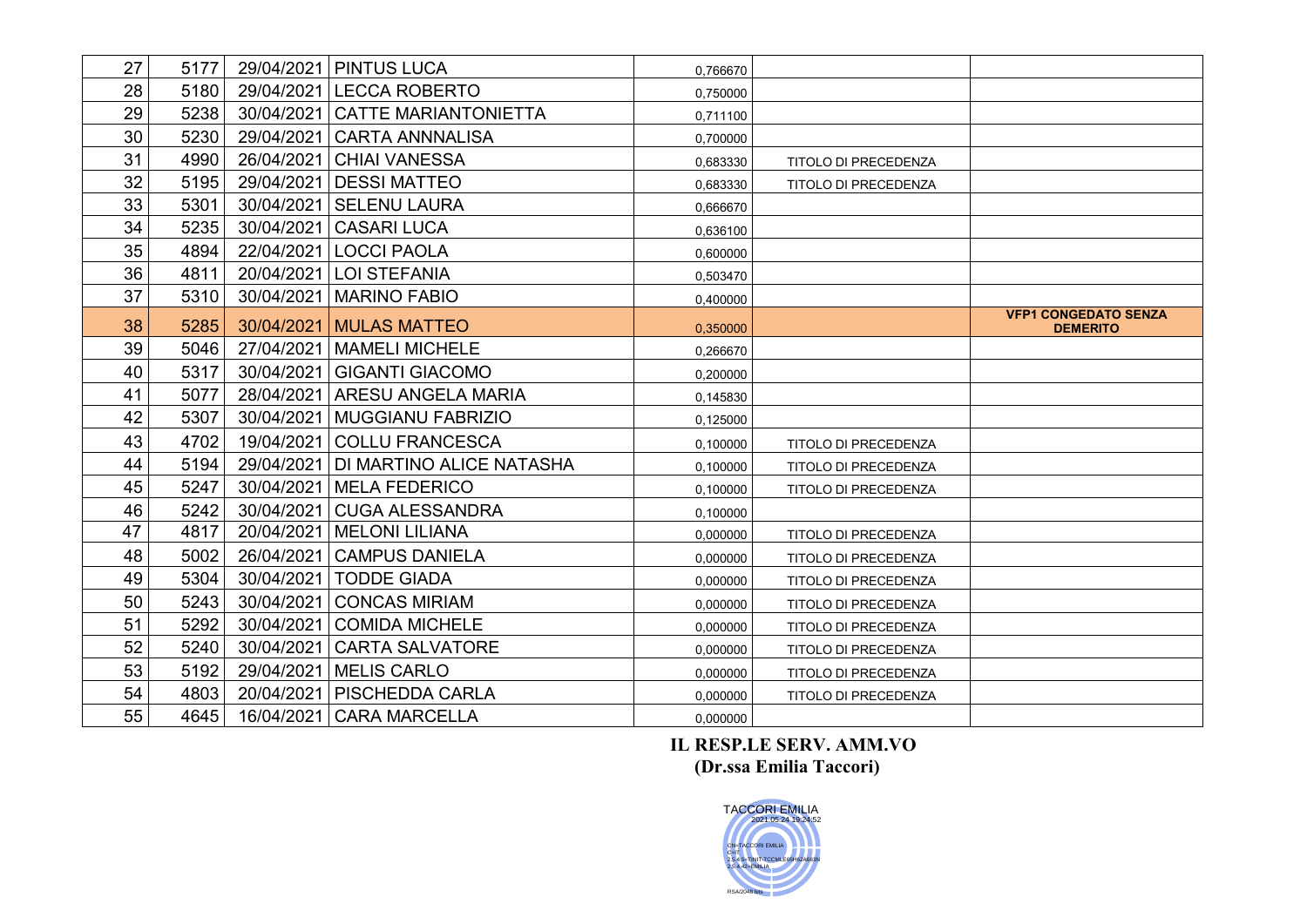| | | | | | | |
|---|---|---|---|---|---|---|
| 27 | 5177 | 29/04/2021 | PINTUS LUCA | 0,766670 | | |
| 28 | 5180 | 29/04/2021 | LECCA ROBERTO | 0,750000 | | |
| 29 | 5238 | 30/04/2021 | CATTE MARIANTONIETTA | 0,711100 | | |
| 30 | 5230 | 29/04/2021 | CARTA ANNNALISA | 0,700000 | | |
| 31 | 4990 | 26/04/2021 | CHIAI VANESSA | 0,683330 | TITOLO DI PRECEDENZA | |
| 32 | 5195 | 29/04/2021 | DESSI MATTEO | 0,683330 | TITOLO DI PRECEDENZA | |
| 33 | 5301 | 30/04/2021 | SELENU LAURA | 0,666670 | | |
| 34 | 5235 | 30/04/2021 | CASARI LUCA | 0,636100 | | |
| 35 | 4894 | 22/04/2021 | LOCCI PAOLA | 0,600000 | | |
| 36 | 4811 | 20/04/2021 | LOI STEFANIA | 0,503470 | | |
| 37 | 5310 | 30/04/2021 | MARINO FABIO | 0,400000 | | |
| 38 | 5285 | 30/04/2021 | MULAS MATTEO | 0,350000 | | **VFP1 CONGEDATO SENZA DEMERITO** |
| 39 | 5046 | 27/04/2021 | MAMELI MICHELE | 0,266670 | | |
| 40 | 5317 | 30/04/2021 | GIGANTI GIACOMO | 0,200000 | | |
| 41 | 5077 | 28/04/2021 | ARESU ANGELA MARIA | 0,145830 | | |
| 42 | 5307 | 30/04/2021 | MUGGIANU FABRIZIO | 0,125000 | | |
| 43 | 4702 | 19/04/2021 | COLLU FRANCESCA | 0,100000 | TITOLO DI PRECEDENZA | |
| 44 | 5194 | 29/04/2021 | DI MARTINO ALICE NATASHA | 0,100000 | TITOLO DI PRECEDENZA | |
| 45 | 5247 | 30/04/2021 | MELA FEDERICO | 0,100000 | TITOLO DI PRECEDENZA | |
| 46 | 5242 | 30/04/2021 | CUGA ALESSANDRA | 0,100000 | | |
| 47 | 4817 | 20/04/2021 | MELONI LILIANA | 0,000000 | TITOLO DI PRECEDENZA | |
| 48 | 5002 | 26/04/2021 | CAMPUS DANIELA | 0,000000 | TITOLO DI PRECEDENZA | |
| 49 | 5304 | 30/04/2021 | TODDE GIADA | 0,000000 | TITOLO DI PRECEDENZA | |
| 50 | 5243 | 30/04/2021 | CONCAS MIRIAM | 0,000000 | TITOLO DI PRECEDENZA | |
| 51 | 5292 | 30/04/2021 | COMIDA MICHELE | 0,000000 | TITOLO DI PRECEDENZA | |
| 52 | 5240 | 30/04/2021 | CARTA SALVATORE | 0,000000 | TITOLO DI PRECEDENZA | |
| 53 | 5192 | 29/04/2021 | MELIS CARLO | 0,000000 | TITOLO DI PRECEDENZA | |
| 54 | 4803 | 20/04/2021 | PISCHEDDA CARLA | 0,000000 | TITOLO DI PRECEDENZA | |
| 55 | 4645 | 16/04/2021 | CARA MARCELLA | 0,000000 | | |

**IL RESP.LE SERV. AMM.VO**
**(Dr.ssa Emilia Taccori)**

TACCORI EMILIA
2021.05.24 19:24:52
CN=TACCORI EMILIA
C=IT
2.5.4.5=TINIT-TCCMLE65H62A663N
2.5.4.42=EMILIA
RSA/2048 bits